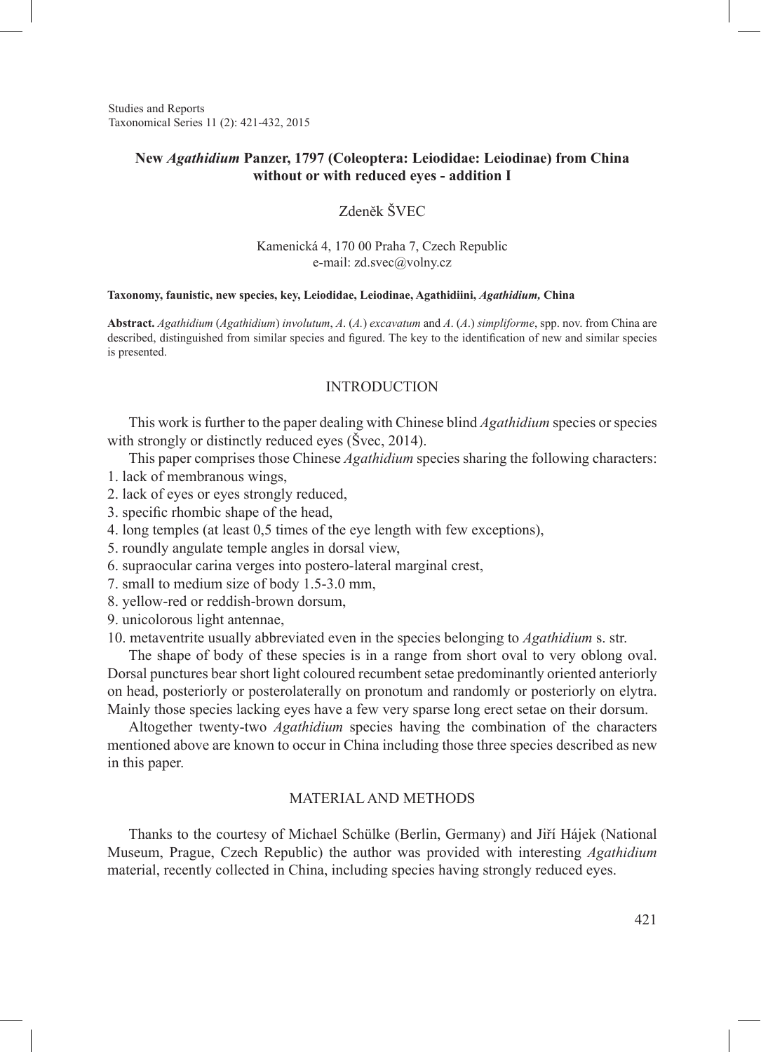# New *Agathidium* Panzer, 1797 (Coleoptera: Leiodidae: Leiodinae) from China without or with reduced eyes - addition I

Zdeněk ŠVEC

Kamenická 4, 170 00 Praha 7, Czech Republic
e-mail: zd.svec@volny.cz

**Taxonomy, faunistic, new species, key, Leiodidae, Leiodinae, Agathidiini, *Agathidium,* China**

**Abstract.** *Agathidium* (*Agathidium*) *involutum*, *A*. (*A.*) *excavatum* and *A*. (*A.*) *simpliforme*, spp. nov. from China are described, distinguished from similar species and figured. The key to the identification of new and similar species is presented.

## INTRODUCTION

This work is further to the paper dealing with Chinese blind *Agathidium* species or species with strongly or distinctly reduced eyes (Švec, 2014).

This paper comprises those Chinese *Agathidium* species sharing the following characters:

1. lack of membranous wings,
2. lack of eyes or eyes strongly reduced,
3. specific rhombic shape of the head,
4. long temples (at least 0,5 times of the eye length with few exceptions),
5. roundly angulate temple angles in dorsal view,
6. supraocular carina verges into postero-lateral marginal crest,
7. small to medium size of body 1.5-3.0 mm,
8. yellow-red or reddish-brown dorsum,
9. unicolorous light antennae,
10. metaventrite usually abbreviated even in the species belonging to *Agathidium* s. str.

The shape of body of these species is in a range from short oval to very oblong oval. Dorsal punctures bear short light coloured recumbent setae predominantly oriented anteriorly on head, posteriorly or posterolaterally on pronotum and randomly or posteriorly on elytra. Mainly those species lacking eyes have a few very sparse long erect setae on their dorsum.

Altogether twenty-two *Agathidium* species having the combination of the characters mentioned above are known to occur in China including those three species described as new in this paper.

## MATERIAL AND METHODS

Thanks to the courtesy of Michael Schülke (Berlin, Germany) and Jiří Hájek (National Museum, Prague, Czech Republic) the author was provided with interesting *Agathidium* material, recently collected in China, including species having strongly reduced eyes.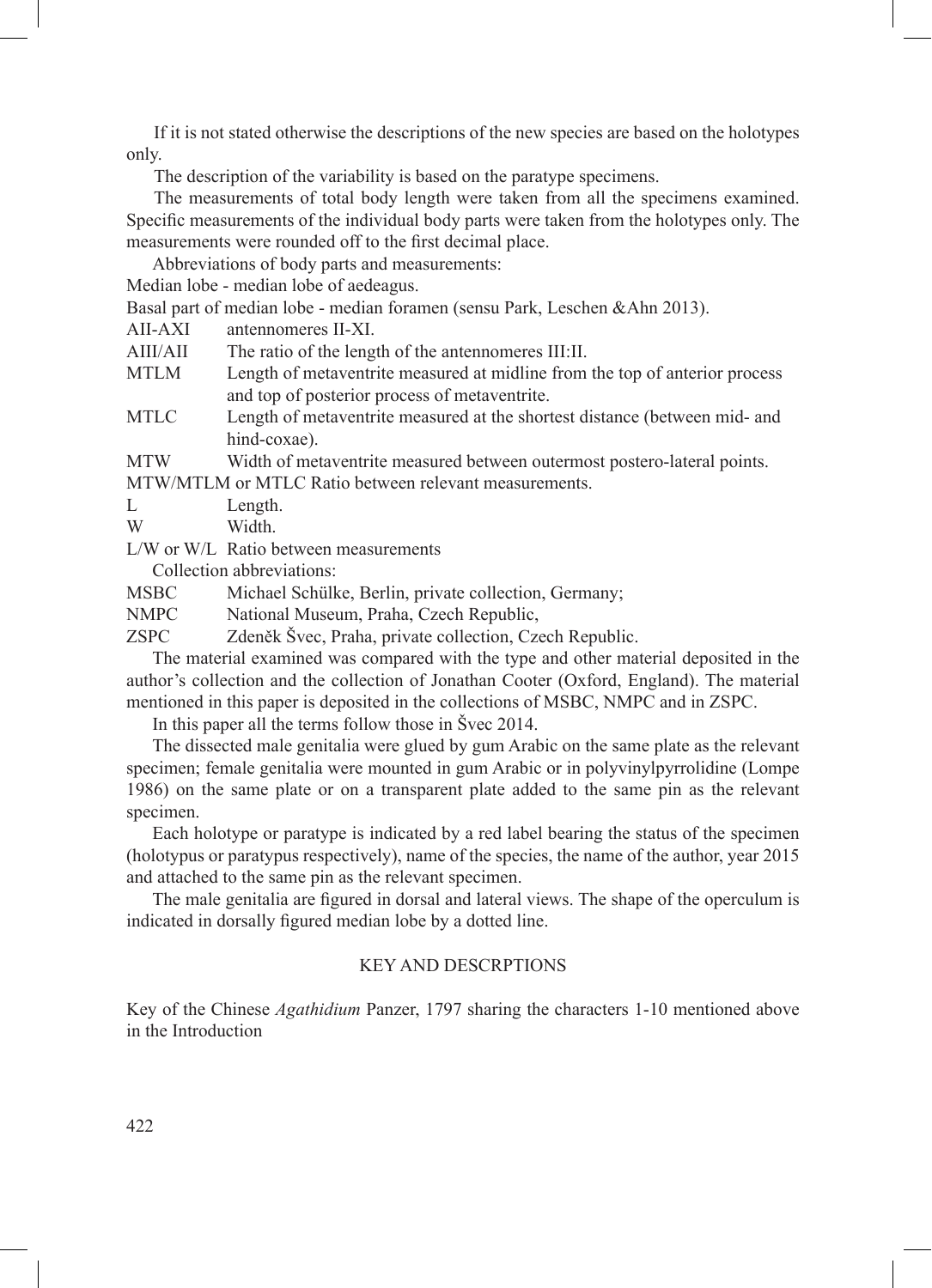If it is not stated otherwise the descriptions of the new species are based on the holotypes only.

The description of the variability is based on the paratype specimens.

The measurements of total body length were taken from all the specimens examined. Specific measurements of the individual body parts were taken from the holotypes only. The measurements were rounded off to the first decimal place.

Abbreviations of body parts and measurements:

Median lobe - median lobe of aedeagus.

Basal part of median lobe - median foramen (sensu Park, Leschen &Ahn 2013).

AII-AXI antennomeres II-XI.

AIII/AII The ratio of the length of the antennomeres III:II.

MTLM Length of metaventrite measured at midline from the top of anterior process and top of posterior process of metaventrite.

MTLC Length of metaventrite measured at the shortest distance (between mid- and hind-coxae).

MTW Width of metaventrite measured between outermost postero-lateral points.

MTW/MTLM or MTLC Ratio between relevant measurements.

L Length.

W Width.

L/W or W/L Ratio between measurements

Collection abbreviations:

MSBC Michael Schülke, Berlin, private collection, Germany;

NMPC National Museum, Praha, Czech Republic,

ZSPC Zdeněk Švec, Praha, private collection, Czech Republic.

The material examined was compared with the type and other material deposited in the author's collection and the collection of Jonathan Cooter (Oxford, England). The material mentioned in this paper is deposited in the collections of MSBC, NMPC and in ZSPC.

In this paper all the terms follow those in Švec 2014.

The dissected male genitalia were glued by gum Arabic on the same plate as the relevant specimen; female genitalia were mounted in gum Arabic or in polyvinylpyrrolidine (Lompe 1986) on the same plate or on a transparent plate added to the same pin as the relevant specimen.

Each holotype or paratype is indicated by a red label bearing the status of the specimen (holotypus or paratypus respectively), name of the species, the name of the author, year 2015 and attached to the same pin as the relevant specimen.

The male genitalia are figured in dorsal and lateral views. The shape of the operculum is indicated in dorsally figured median lobe by a dotted line.

## KEY AND DESCRPTIONS

Key of the Chinese *Agathidium* Panzer, 1797 sharing the characters 1-10 mentioned above in the Introduction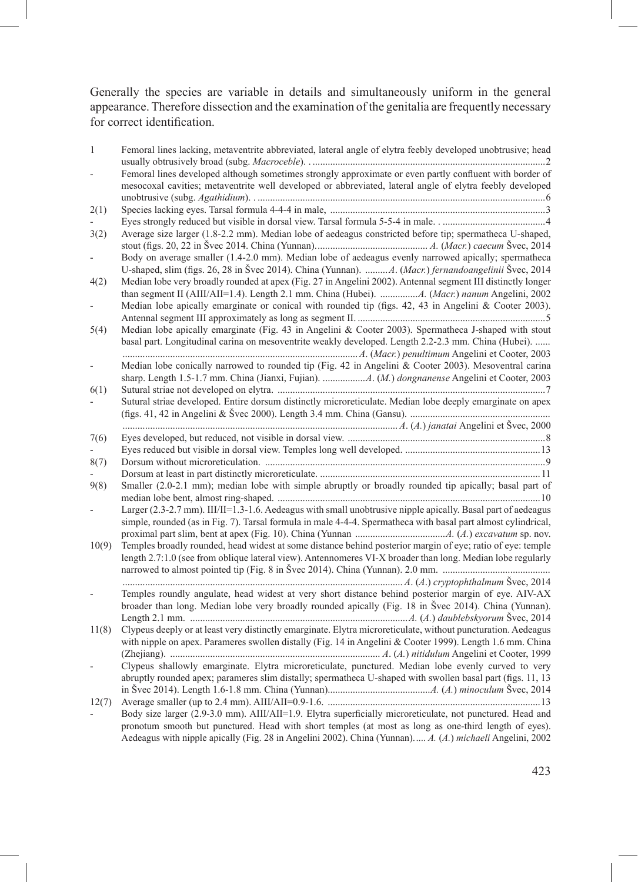Generally the species are variable in details and simultaneously uniform in the general appearance. Therefore dissection and the examination of the genitalia are frequently necessary for correct identification.

| | |
|---|---|
| 1 | Femoral lines lacking, metaventrite abbreviated, lateral angle of elytra feebly developed unobtrusive; head usually obtrusively broad (subg. *Macroceble*). ............................................................2 |
| - | Femoral lines developed although sometimes strongly approximate or even partly confluent with border of mesocoxal cavities; metaventrite well developed or abbreviated, lateral angle of elytra feebly developed unobtrusive (subg. *Agathidium*). ............................................................6 |
| 2(1) | Species lacking eyes. Tarsal formula 4-4-4 in male, ............................................................3 |
| - | Eyes strongly reduced but visible in dorsal view. Tarsal formula 5-5-4 in male. ............................................................4 |
| 3(2) | Average size larger (1.8-2.2 mm). Median lobe of aedeagus constricted before tip; spermatheca U-shaped, stout (figs. 20, 22 in Švec 2014). China (Yunnan)........................................ *A.* (*Macr.*) *caecum* Švec, 2014 |
| - | Body on average smaller (1.4-2.0 mm). Median lobe of aedeagus evenly narrowed apically; spermatheca U-shaped, slim (figs. 26, 28 in Švec 2014). China (Yunnan). .........*A.* (*Macr.*) *fernandoangelinii* Švec, 2014 |
| 4(2) | Median lobe very broadly rounded at apex (Fig. 27 in Angelini 2002). Antennal segment III distinctly longer than segment II (AIII/AII=1.4). Length 2.1 mm. China (Hubei). ...............*A.* (*Macr.*) *nanum* Angelini, 2002 |
| - | Median lobe apically emarginate or conical with rounded tip (figs. 42, 43 in Angelini & Cooter 2003). Antennal segment III approximately as long as segment II. ............................................................5 |
| 5(4) | Median lobe apically emarginate (Fig. 43 in Angelini & Cooter 2003). Spermatheca J-shaped with stout basal part. Longitudinal carina on mesoventrite weakly developed. Length 2.2-2.3 mm. China (Hubei). ...... ............................................................*A.* (*Macr.*) *penultimum* Angelini et Cooter, 2003 |
| - | Median lobe conically narrowed to rounded tip (Fig. 42 in Angelini & Cooter 2003). Mesoventral carina sharp. Length 1.5-1.7 mm. China (Jianxi, Fujian). .................*A.* (*M.*) *dongnanense* Angelini et Cooter, 2003 |
| 6(1) | Sutural striae not developed on elytra. ............................................................7 |
| - | Sutural striae developed. Entire dorsum distinctly microreticulate. Median lobe deeply emarginate on apex (figs. 41, 42 in Angelini & Švec 2000). Length 3.4 mm. China (Gansu). ............................................................ ............................................................*A.* (*A.*) *janatai* Angelini et Švec, 2000 |
| 7(6) | Eyes developed, but reduced, not visible in dorsal view. ............................................................8 |
| - | Eyes reduced but visible in dorsal view. Temples long well developed. ............................................................13 |
| 8(7) | Dorsum without microreticulation. ............................................................9 |
| - | Dorsum at least in part distinctly microreticulate. ............................................................11 |
| 9(8) | Smaller (2.0-2.1 mm); median lobe with simple abruptly or broadly rounded tip apically; basal part of median lobe bent, almost ring-shaped. ............................................................10 |
| - | Larger (2.3-2.7 mm). III/II=1.3-1.6. Aedeagus with small unobtrusive nipple apically. Basal part of aedeagus simple, rounded (as in Fig. 7). Tarsal formula in male 4-4-4. Spermatheca with basal part almost cylindrical, proximal part slim, bent at apex (Fig. 10). China (Yunnan ....................................*A.* (*A.*) *excavatum* sp. nov. |
| 10(9) | Temples broadly rounded, head widest at some distance behind posterior margin of eye; ratio of eye: temple length 2.7:1.0 (see from oblique lateral view). Antennomeres VI-X broader than long. Median lobe regularly narrowed to almost pointed tip (Fig. 8 in Švec 2014). China (Yunnan). 2.0 mm. ............................................................ ............................................................*A.* (*A.*) *cryptophthalmum* Švec, 2014 |
| - | Temples roundly angulate, head widest at very short distance behind posterior margin of eye. AIV-AX broader than long. Median lobe very broadly rounded apically (Fig. 18 in Švec 2014). China (Yunnan). Length 2.1 mm. ............................................................*A.* (*A.*) *daublebskyorum* Švec, 2014 |
| 11(8) | Clypeus deeply or at least very distinctly emarginate. Elytra microreticulate, without puncturation. Aedeagus with nipple on apex. Parameres swollen distally (Fig. 14 in Angelini & Cooter 1999). Length 1.6 mm. China (Zhejiang). ............................................................*A.* (*A.*) *nitidulum* Angelini et Cooter, 1999 |
| - | Clypeus shallowly emarginate. Elytra microreticulate, punctured. Median lobe evenly curved to very abruptly rounded apex; parameres slim distally; spermatheca U-shaped with swollen basal part (figs. 11, 13 in Švec 2014). Length 1.6-1.8 mm. China (Yunnan)........................................*A.* (*A.*) *minoculum* Švec, 2014 |
| 12(7) | Average smaller (up to 2.4 mm). AIII/AII=0.9-1.6. ............................................................13 |
| - | Body size larger (2.9-3.0 mm). AIII/AII=1.9. Elytra superficially microreticulate, not punctured. Head and pronotum smooth but punctured. Head with short temples (at most as long as one-third length of eyes). Aedeagus with nipple apically (Fig. 28 in Angelini 2002). China (Yunnan)..... *A.* (*A.*) *michaeli* Angelini, 2002 |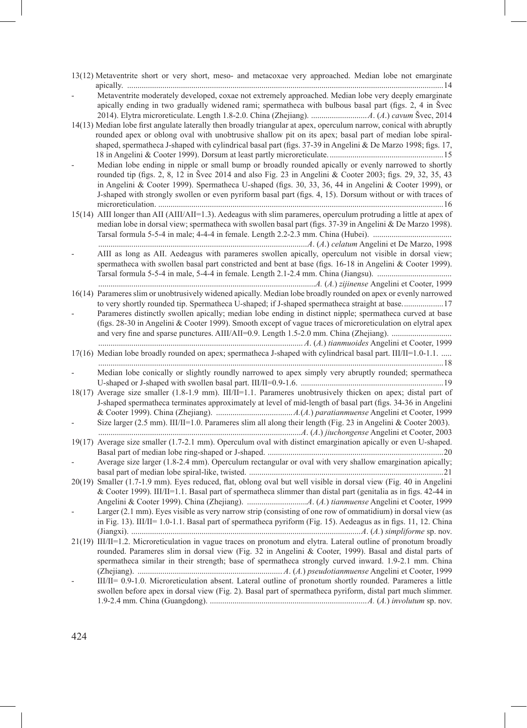13(12) Metaventrite short or very short, meso- and metacoxae very approached. Median lobe not emarginate apically. ........................................................................................................................................................14

- Metaventrite moderately developed, coxae not extremely approached. Median lobe very deeply emarginate apically ending in two gradually widened rami; spermatheca with bulbous basal part (figs. 2, 4 in Švec 2014). Elytra microreticulate. Length 1.8-2.0. China (Zhejiang). ...........................*A*. (*A*.) *cavum* Švec, 2014

14(13) Median lobe first angulate laterally then broadly triangular at apex, operculum narrow, conical with abruptly rounded apex or oblong oval with unobtrusive shallow pit on its apex; basal part of median lobe spiral-shaped, spermatheca J-shaped with cylindrical basal part (figs. 37-39 in Angelini & De Marzo 1998; figs. 17, 18 in Angelini & Cooter 1999). Dorsum at least partly microreticulate. .......................................................15

- Median lobe ending in nipple or small bump or broadly rounded apically or evenly narrowed to shortly rounded tip (figs. 2, 8, 12 in Švec 2014 and also Fig. 23 in Angelini & Cooter 2003; figs. 29, 32, 35, 43 in Angelini & Cooter 1999). Spermatheca U-shaped (figs. 30, 33, 36, 44 in Angelini & Cooter 1999), or J-shaped with strongly swollen or even pyriform basal part (figs. 4, 15). Dorsum without or with traces of microreticulation. .........................................................................................................................................16

15(14) AIII longer than AII (AIII/AII=1.3). Aedeagus with slim parameres, operculum protruding a little at apex of median lobe in dorsal view; spermatheca with swollen basal part (figs. 37-39 in Angelini & De Marzo 1998). Tarsal formula 5-5-4 in male; 4-4-4 in female. Length 2.2-2.3 mm. China (Hubei). ..................................... .....................................................................................................*A*. (*A*.) *celatum* Angelini et De Marzo, 1998

- AIII as long as AII. Aedeagus with parameres swollen apically, operculum not visible in dorsal view; spermatheca with swollen basal part constricted and bent at base (figs. 16-18 in Angelini & Cooter 1999). Tarsal formula 5-5-4 in male, 5-4-4 in female. Length 2.1-2.4 mm. China (Jiangsu). .................................... .........................................................................................................*A*. (*A*.) *zijinense* Angelini et Cooter, 1999

16(14) Parameres slim or unobtrusively widened apically. Median lobe broadly rounded on apex or evenly narrowed to very shortly rounded tip. Spermatheca U-shaped; if J-shaped spermatheca straight at base....................17

- Parameres distinctly swollen apically; median lobe ending in distinct nipple; spermatheca curved at base (figs. 28-30 in Angelini & Cooter 1999). Smooth except of vague traces of microreticulation on elytral apex and very fine and sparse punctures. AIII/AII=0.9. Length 1.5-2.0 mm. China (Zhejiang). ............................ ...................................................................................................*A*. (*A.*) *tianmuoides* Angelini et Cooter, 1999

17(16) Median lobe broadly rounded on apex; spermatheca J-shaped with cylindrical basal part. III/II=1.0-1.1. ..... .....................................................................................................................................................................18

- Median lobe conically or slightly roundly narrowed to apex simply very abruptly rounded; spermatheca U-shaped or J-shaped with swollen basal part. III/II=0.9-1.6. ....................................................................19

18(17) Average size smaller (1.8-1.9 mm). III/II=1.1. Parameres unobtrusively thicken on apex; distal part of J-shaped spermatheca terminates approximately at level of mid-length of basal part (figs. 34-36 in Angelini & Cooter 1999). China (Zhejiang). .....................................*A*.(*A*.) *paratianmuense* Angelini et Cooter, 1999

- Size larger (2.5 mm). III/II=1.0. Parameres slim all along their length (Fig. 23 in Angelini & Cooter 2003). .................................................................................................*A*. (*A*.) *jiuchongense* Angelini et Cooter, 2003

19(17) Average size smaller (1.7-2.1 mm). Operculum oval with distinct emargination apically or even U-shaped. Basal part of median lobe ring-shaped or J-shaped. ....................................................................................20

- Average size larger (1.8-2.4 mm). Operculum rectangular or oval with very shallow emargination apically; basal part of median lobe spiral-like, twisted. ............................................................................................21

20(19) Smaller (1.7-1.9 mm). Eyes reduced, flat, oblong oval but well visible in dorsal view (Fig. 40 in Angelini & Cooter 1999). III/II=1.1. Basal part of spermatheca slimmer than distal part (genitalia as in figs. 42-44 in Angelini & Cooter 1999). China (Zhejiang). .............................*A*. (*A*.) *tianmuense* Angelini et Cooter, 1999

- Larger (2.1 mm). Eyes visible as very narrow strip (consisting of one row of ommatidium) in dorsal view (as in Fig. 13). III/II= 1.0-1.1. Basal part of spermatheca pyriform (Fig. 15). Aedeagus as in figs. 11, 12. China (Jiangxi). ...............................................................................................................*A*. (*A.*) *simpliforme* sp. nov.

21(19) III/II=1.2. Microreticulation in vague traces on pronotum and elytra. Lateral outline of pronotum broadly rounded. Parameres slim in dorsal view (Fig. 32 in Angelini & Cooter, 1999). Basal and distal parts of spermatheca similar in their strength; base of spermatheca strongly curved inward. 1.9-2.1 mm. China (Zhejiang). ......................................................................*A*. (*A.*) *pseudotianmuense* Angelini et Cooter, 1999

- III/II= 0.9-1.0. Microreticulation absent. Lateral outline of pronotum shortly rounded. Parameres a little swollen before apex in dorsal view (Fig. 2). Basal part of spermatheca pyriform, distal part much slimmer. 1.9-2.4 mm. China (Guangdong). ............................................................................*A*. (*A*.) *involutum* sp. nov.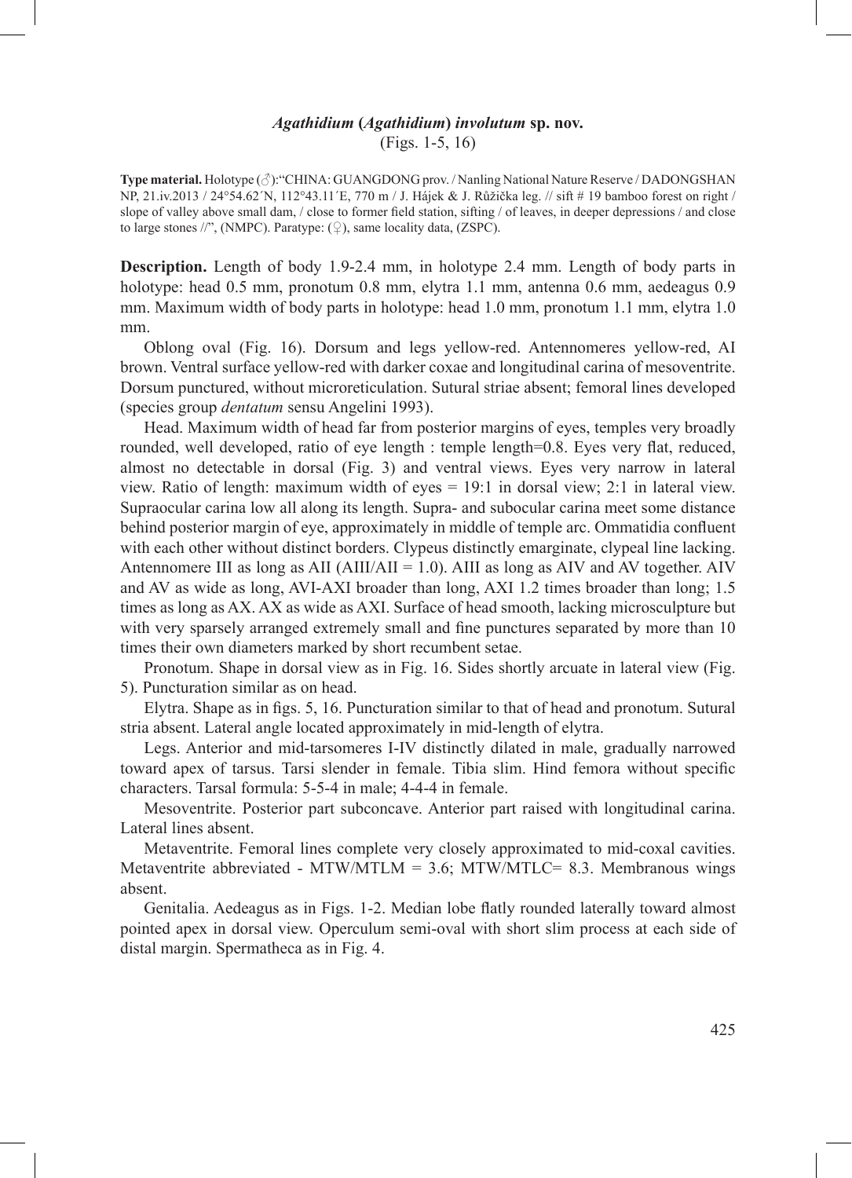## *Agathidium* (*Agathidium*) *involutum* sp. nov.

(Figs. 1-5, 16)

**Type material.** Holotype (♂):"CHINA: GUANGDONG prov. / Nanling National Nature Reserve / DADONGSHAN NP, 21.iv.2013 / 24°54.62´N, 112°43.11´E, 770 m / J. Hájek & J. Růžička leg. // sift # 19 bamboo forest on right / slope of valley above small dam, / close to former field station, sifting / of leaves, in deeper depressions / and close to large stones //", (NMPC). Paratype: (♀), same locality data, (ZSPC).

**Description.** Length of body 1.9-2.4 mm, in holotype 2.4 mm. Length of body parts in holotype: head 0.5 mm, pronotum 0.8 mm, elytra 1.1 mm, antenna 0.6 mm, aedeagus 0.9 mm. Maximum width of body parts in holotype: head 1.0 mm, pronotum 1.1 mm, elytra 1.0 mm.

Oblong oval (Fig. 16). Dorsum and legs yellow-red. Antennomeres yellow-red, AI brown. Ventral surface yellow-red with darker coxae and longitudinal carina of mesoventrite. Dorsum punctured, without microreticulation. Sutural striae absent; femoral lines developed (species group *dentatum* sensu Angelini 1993).

Head. Maximum width of head far from posterior margins of eyes, temples very broadly rounded, well developed, ratio of eye length : temple length=0.8. Eyes very flat, reduced, almost no detectable in dorsal (Fig. 3) and ventral views. Eyes very narrow in lateral view. Ratio of length: maximum width of eyes = 19:1 in dorsal view; 2:1 in lateral view. Supraocular carina low all along its length. Supra- and subocular carina meet some distance behind posterior margin of eye, approximately in middle of temple arc. Ommatidia confluent with each other without distinct borders. Clypeus distinctly emarginate, clypeal line lacking. Antennomere III as long as AII (AIII/AII = 1.0). AIII as long as AIV and AV together. AIV and AV as wide as long, AVI-AXI broader than long, AXI 1.2 times broader than long; 1.5 times as long as AX. AX as wide as AXI. Surface of head smooth, lacking microsculpture but with very sparsely arranged extremely small and fine punctures separated by more than 10 times their own diameters marked by short recumbent setae.

Pronotum. Shape in dorsal view as in Fig. 16. Sides shortly arcuate in lateral view (Fig. 5). Puncturation similar as on head.

Elytra. Shape as in figs. 5, 16. Puncturation similar to that of head and pronotum. Sutural stria absent. Lateral angle located approximately in mid-length of elytra.

Legs. Anterior and mid-tarsomeres I-IV distinctly dilated in male, gradually narrowed toward apex of tarsus. Tarsi slender in female. Tibia slim. Hind femora without specific characters. Tarsal formula: 5-5-4 in male; 4-4-4 in female.

Mesoventrite. Posterior part subconcave. Anterior part raised with longitudinal carina. Lateral lines absent.

Metaventrite. Femoral lines complete very closely approximated to mid-coxal cavities. Metaventrite abbreviated - MTW/MTLM = 3.6; MTW/MTLC= 8.3. Membranous wings absent.

Genitalia. Aedeagus as in Figs. 1-2. Median lobe flatly rounded laterally toward almost pointed apex in dorsal view. Operculum semi-oval with short slim process at each side of distal margin. Spermatheca as in Fig. 4.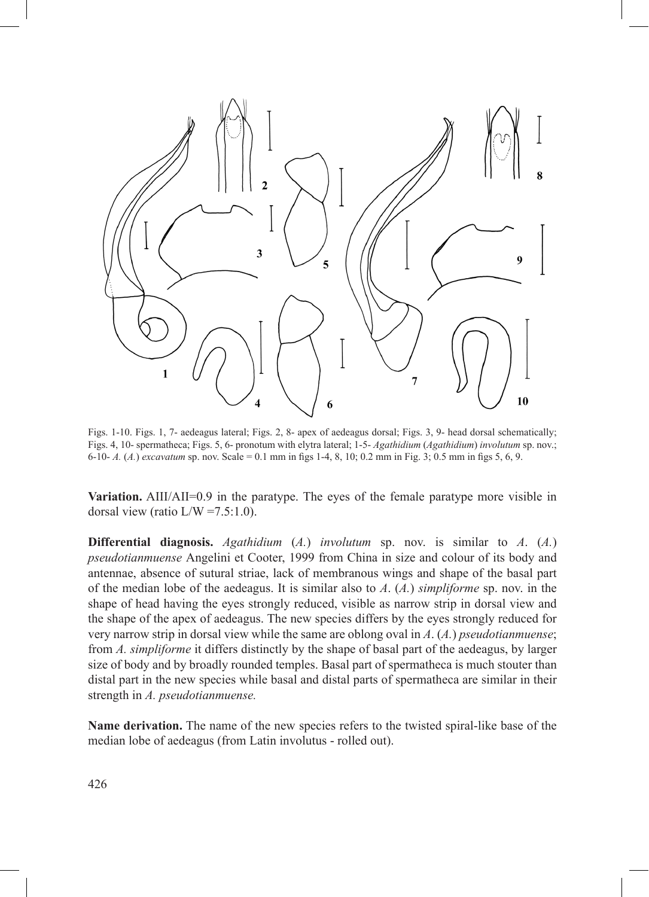Figs. 1-10. Figs. 1, 7- aedeagus lateral; Figs. 2, 8- apex of aedeagus dorsal; Figs. 3, 9- head dorsal schematically; Figs. 4, 10- spermatheca; Figs. 5, 6- pronotum with elytra lateral; 1-5- *Agathidium* (*Agathidium*) *involutum* sp. nov.; 6-10- *A.* (*A.*) *excavatum* sp. nov. Scale = 0.1 mm in figs 1-4, 8, 10; 0.2 mm in Fig. 3; 0.5 mm in figs 5, 6, 9.

**Variation.** AIII/AII=0.9 in the paratype. The eyes of the female paratype more visible in dorsal view (ratio L/W =7.5:1.0).

**Differential diagnosis.** *Agathidium* (*A.*) *involutum* sp. nov. is similar to *A.* (*A.*) *pseudotianmuense* Angelini et Cooter, 1999 from China in size and colour of its body and antennae, absence of sutural striae, lack of membranous wings and shape of the basal part of the median lobe of the aedeagus. It is similar also to *A.* (*A.*) *simpliforme* sp. nov. in the shape of head having the eyes strongly reduced, visible as narrow strip in dorsal view and the shape of the apex of aedeagus. The new species differs by the eyes strongly reduced for very narrow strip in dorsal view while the same are oblong oval in *A.* (*A.*) *pseudotianmuense*; from *A. simpliforme* it differs distinctly by the shape of basal part of the aedeagus, by larger size of body and by broadly rounded temples. Basal part of spermatheca is much stouter than distal part in the new species while basal and distal parts of spermatheca are similar in their strength in *A. pseudotianmuense.*

**Name derivation.** The name of the new species refers to the twisted spiral-like base of the median lobe of aedeagus (from Latin involutus - rolled out).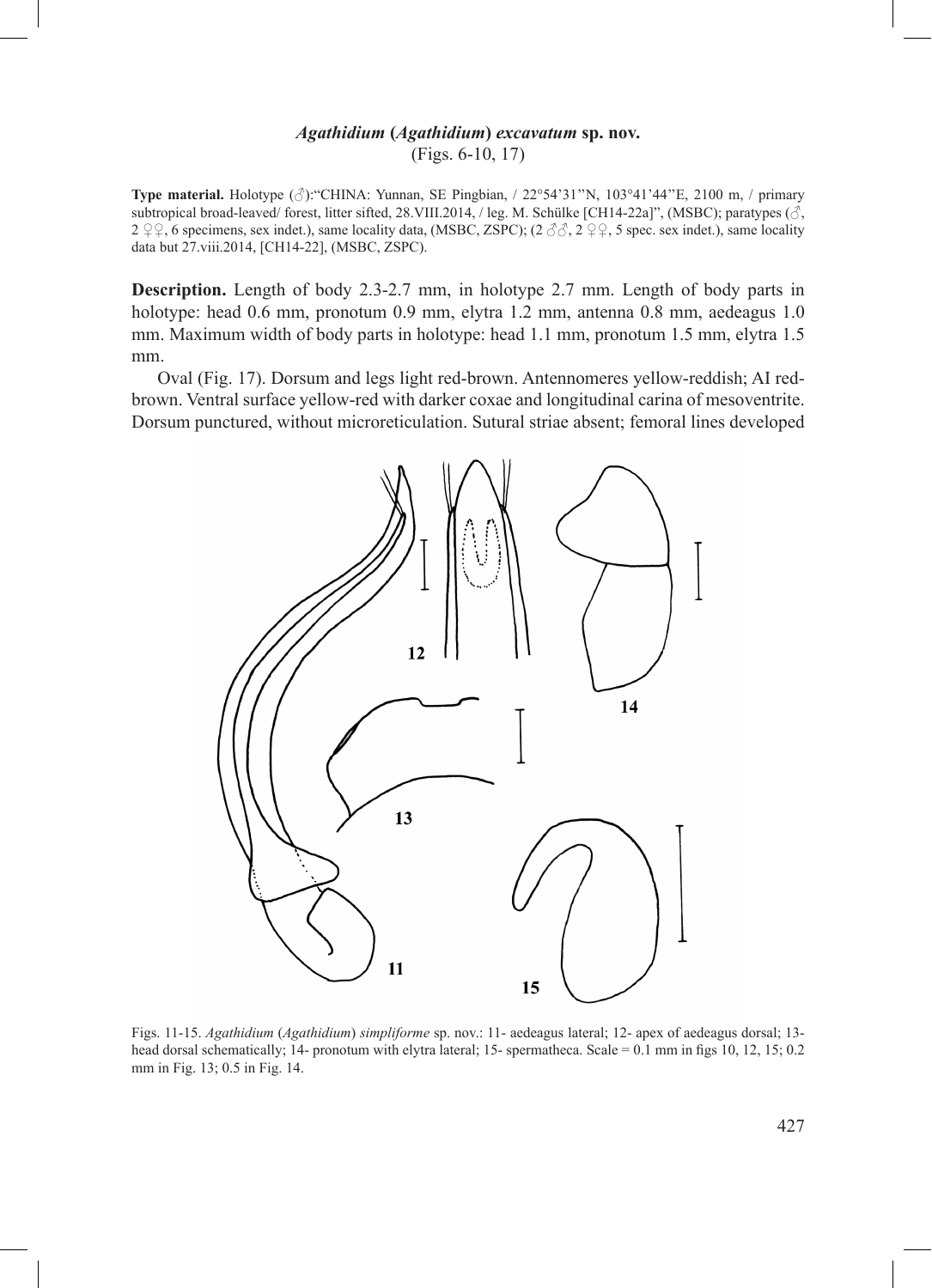### ***Agathidium* (*Agathidium*) *excavatum* sp. nov.**

(Figs. 6-10, 17)

**Type material.** Holotype (♂):"CHINA: Yunnan, SE Pingbian, / 22°54'31"N, 103°41'44"E, 2100 m, / primary subtropical broad-leaved/ forest, litter sifted, 28.VIII.2014, / leg. M. Schülke [CH14-22a]", (MSBC); paratypes (♂, 2 ♀♀, 6 specimens, sex indet.), same locality data, (MSBC, ZSPC); (2 ♂♂, 2 ♀♀, 5 spec. sex indet.), same locality data but 27.viii.2014, [CH14-22], (MSBC, ZSPC).

**Description.** Length of body 2.3-2.7 mm, in holotype 2.7 mm. Length of body parts in holotype: head 0.6 mm, pronotum 0.9 mm, elytra 1.2 mm, antenna 0.8 mm, aedeagus 1.0 mm. Maximum width of body parts in holotype: head 1.1 mm, pronotum 1.5 mm, elytra 1.5 mm.

Oval (Fig. 17). Dorsum and legs light red-brown. Antennomeres yellow-reddish; AI red-brown. Ventral surface yellow-red with darker coxae and longitudinal carina of mesoventrite. Dorsum punctured, without microreticulation. Sutural striae absent; femoral lines developed

Figs. 11-15. *Agathidium* (*Agathidium*) *simpliforme* sp. nov.: 11- aedeagus lateral; 12- apex of aedeagus dorsal; 13- head dorsal schematically; 14- pronotum with elytra lateral; 15- spermatheca. Scale = 0.1 mm in figs 10, 12, 15; 0.2 mm in Fig. 13; 0.5 in Fig. 14.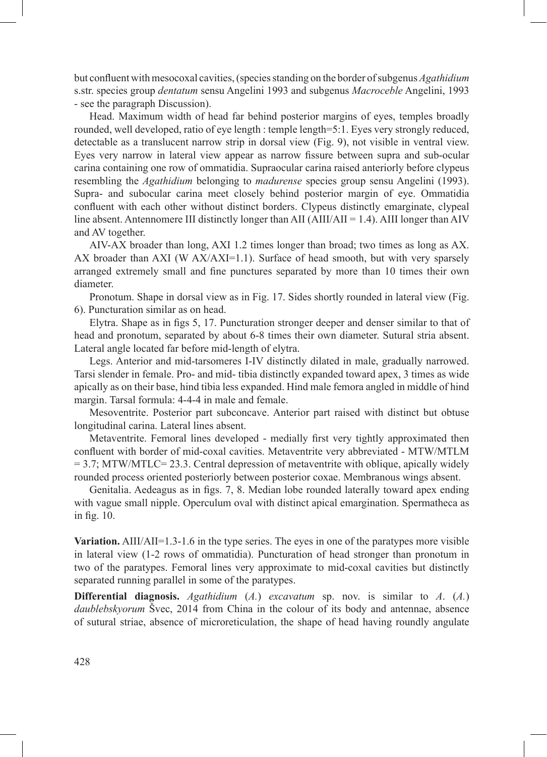but confluent with mesocoxal cavities, (species standing on the border of subgenus *Agathidium* s.str. species group *dentatum* sensu Angelini 1993 and subgenus *Macroceble* Angelini, 1993 - see the paragraph Discussion).

Head. Maximum width of head far behind posterior margins of eyes, temples broadly rounded, well developed, ratio of eye length : temple length=5:1. Eyes very strongly reduced, detectable as a translucent narrow strip in dorsal view (Fig. 9), not visible in ventral view. Eyes very narrow in lateral view appear as narrow fissure between supra and sub-ocular carina containing one row of ommatidia. Supraocular carina raised anteriorly before clypeus resembling the *Agathidium* belonging to *madurense* species group sensu Angelini (1993). Supra- and subocular carina meet closely behind posterior margin of eye. Ommatidia confluent with each other without distinct borders. Clypeus distinctly emarginate, clypeal line absent. Antennomere III distinctly longer than AII (AIII/AII = 1.4). AIII longer than AIV and AV together.

AIV-AX broader than long, AXI 1.2 times longer than broad; two times as long as AX. AX broader than AXI (W AX/AXI=1.1). Surface of head smooth, but with very sparsely arranged extremely small and fine punctures separated by more than 10 times their own diameter.

Pronotum. Shape in dorsal view as in Fig. 17. Sides shortly rounded in lateral view (Fig. 6). Puncturation similar as on head.

Elytra. Shape as in figs 5, 17. Puncturation stronger deeper and denser similar to that of head and pronotum, separated by about 6-8 times their own diameter. Sutural stria absent. Lateral angle located far before mid-length of elytra.

Legs. Anterior and mid-tarsomeres I-IV distinctly dilated in male, gradually narrowed. Tarsi slender in female. Pro- and mid- tibia distinctly expanded toward apex, 3 times as wide apically as on their base, hind tibia less expanded. Hind male femora angled in middle of hind margin. Tarsal formula: 4-4-4 in male and female.

Mesoventrite. Posterior part subconcave. Anterior part raised with distinct but obtuse longitudinal carina. Lateral lines absent.

Metaventrite. Femoral lines developed - medially first very tightly approximated then confluent with border of mid-coxal cavities. Metaventrite very abbreviated - MTW/MTLM = 3.7; MTW/MTLC= 23.3. Central depression of metaventrite with oblique, apically widely rounded process oriented posteriorly between posterior coxae. Membranous wings absent.

Genitalia. Aedeagus as in figs. 7, 8. Median lobe rounded laterally toward apex ending with vague small nipple. Operculum oval with distinct apical emargination. Spermatheca as in fig. 10.

**Variation.** AIII/AII=1.3-1.6 in the type series. The eyes in one of the paratypes more visible in lateral view (1-2 rows of ommatidia). Puncturation of head stronger than pronotum in two of the paratypes. Femoral lines very approximate to mid-coxal cavities but distinctly separated running parallel in some of the paratypes.

**Differential diagnosis.** *Agathidium* (*A.*) *excavatum* sp. nov. is similar to *A*. (*A.*) *daublebskyorum* Švec, 2014 from China in the colour of its body and antennae, absence of sutural striae, absence of microreticulation, the shape of head having roundly angulate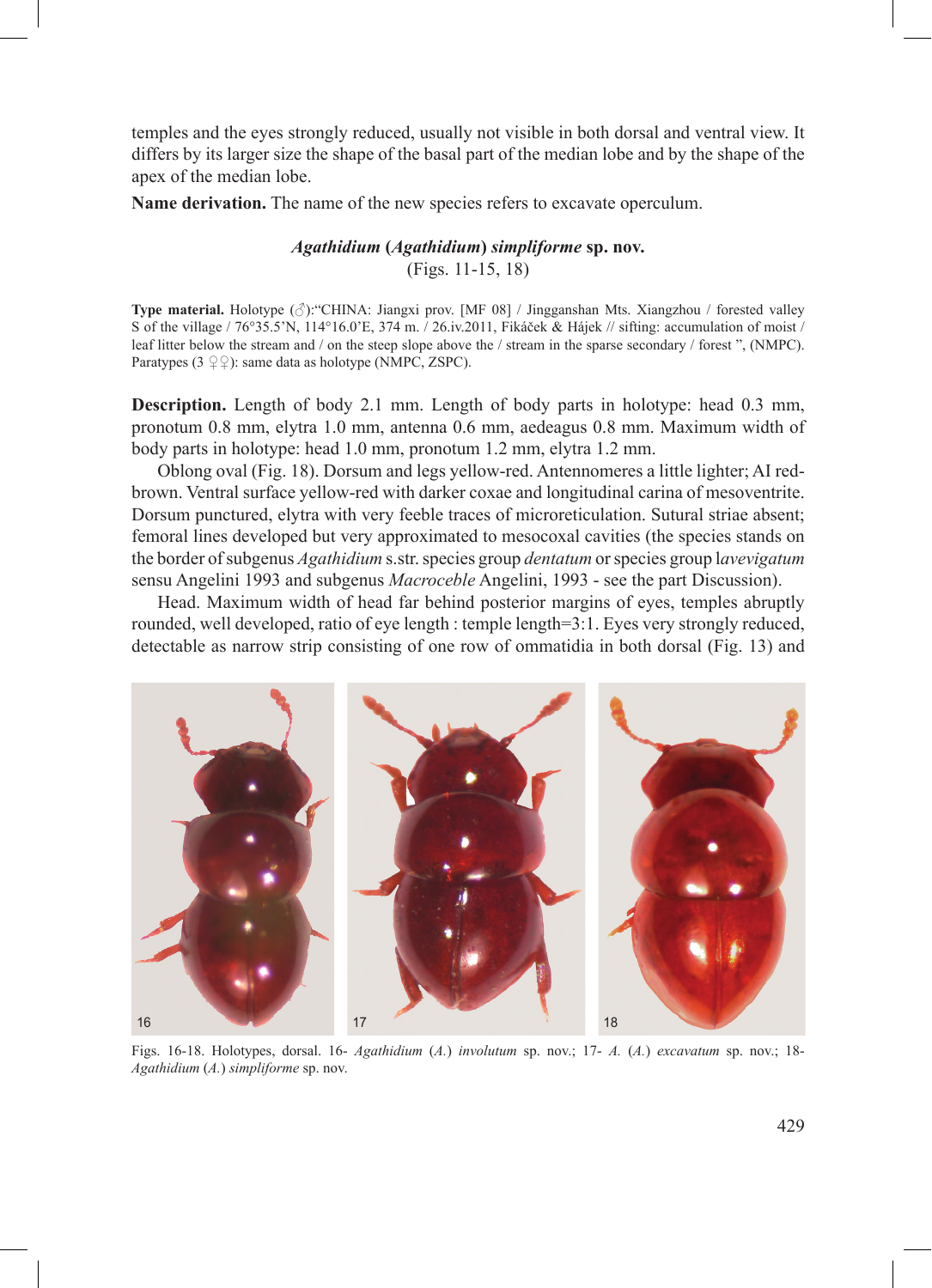temples and the eyes strongly reduced, usually not visible in both dorsal and ventral view. It differs by its larger size the shape of the basal part of the median lobe and by the shape of the apex of the median lobe.

**Name derivation.** The name of the new species refers to excavate operculum.

### *Agathidium* (*Agathidium*) *simpliforme* sp. nov.

(Figs. 11-15, 18)

**Type material.** Holotype (♂):"CHINA: Jiangxi prov. [MF 08] / Jingganshan Mts. Xiangzhou / forested valley S of the village / 76°35.5'N, 114°16.0'E, 374 m. / 26.iv.2011, Fikáček & Hájek // sifting: accumulation of moist / leaf litter below the stream and / on the steep slope above the / stream in the sparse secondary / forest ", (NMPC). Paratypes (3 ♀♀): same data as holotype (NMPC, ZSPC).

**Description.** Length of body 2.1 mm. Length of body parts in holotype: head 0.3 mm, pronotum 0.8 mm, elytra 1.0 mm, antenna 0.6 mm, aedeagus 0.8 mm. Maximum width of body parts in holotype: head 1.0 mm, pronotum 1.2 mm, elytra 1.2 mm.

Oblong oval (Fig. 18). Dorsum and legs yellow-red. Antennomeres a little lighter; AI red-brown. Ventral surface yellow-red with darker coxae and longitudinal carina of mesoventrite. Dorsum punctured, elytra with very feeble traces of microreticulation. Sutural striae absent; femoral lines developed but very approximated to mesocoxal cavities (the species stands on the border of subgenus *Agathidium* s.str. species group *dentatum* or species group l*avevigatum* sensu Angelini 1993 and subgenus *Macroceble* Angelini, 1993 - see the part Discussion).

Head. Maximum width of head far behind posterior margins of eyes, temples abruptly rounded, well developed, ratio of eye length : temple length=3:1. Eyes very strongly reduced, detectable as narrow strip consisting of one row of ommatidia in both dorsal (Fig. 13) and

Figs. 16-18. Holotypes, dorsal. 16- *Agathidium* (*A.*) *involutum* sp. nov.; 17- *A.* (*A.*) *excavatum* sp. nov.; 18- *Agathidium* (*A.*) *simpliforme* sp. nov.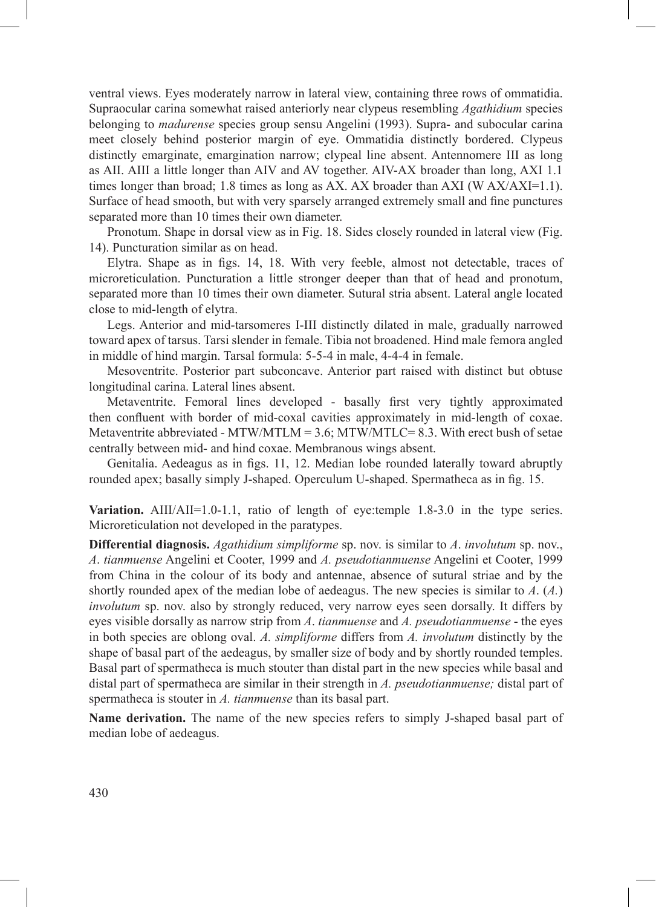ventral views. Eyes moderately narrow in lateral view, containing three rows of ommatidia. Supraocular carina somewhat raised anteriorly near clypeus resembling *Agathidium* species belonging to *madurense* species group sensu Angelini (1993). Supra- and subocular carina meet closely behind posterior margin of eye. Ommatidia distinctly bordered. Clypeus distinctly emarginate, emargination narrow; clypeal line absent. Antennomere III as long as AII. AIII a little longer than AIV and AV together. AIV-AX broader than long, AXI 1.1 times longer than broad; 1.8 times as long as AX. AX broader than AXI (W AX/AXI=1.1). Surface of head smooth, but with very sparsely arranged extremely small and fine punctures separated more than 10 times their own diameter.

Pronotum. Shape in dorsal view as in Fig. 18. Sides closely rounded in lateral view (Fig. 14). Puncturation similar as on head.

Elytra. Shape as in figs. 14, 18. With very feeble, almost not detectable, traces of microreticulation. Puncturation a little stronger deeper than that of head and pronotum, separated more than 10 times their own diameter. Sutural stria absent. Lateral angle located close to mid-length of elytra.

Legs. Anterior and mid-tarsomeres I-III distinctly dilated in male, gradually narrowed toward apex of tarsus. Tarsi slender in female. Tibia not broadened. Hind male femora angled in middle of hind margin. Tarsal formula: 5-5-4 in male, 4-4-4 in female.

Mesoventrite. Posterior part subconcave. Anterior part raised with distinct but obtuse longitudinal carina. Lateral lines absent.

Metaventrite. Femoral lines developed - basally first very tightly approximated then confluent with border of mid-coxal cavities approximately in mid-length of coxae. Metaventrite abbreviated - MTW/MTLM = 3.6; MTW/MTLC= 8.3. With erect bush of setae centrally between mid- and hind coxae. Membranous wings absent.

Genitalia. Aedeagus as in figs. 11, 12. Median lobe rounded laterally toward abruptly rounded apex; basally simply J-shaped. Operculum U-shaped. Spermatheca as in fig. 15.

**Variation.** AIII/AII=1.0-1.1, ratio of length of eye:temple 1.8-3.0 in the type series. Microreticulation not developed in the paratypes.

**Differential diagnosis.** *Agathidium simpliforme* sp. nov. is similar to *A. involutum* sp. nov., *A. tianmuense* Angelini et Cooter, 1999 and *A. pseudotianmuense* Angelini et Cooter, 1999 from China in the colour of its body and antennae, absence of sutural striae and by the shortly rounded apex of the median lobe of aedeagus. The new species is similar to *A.* (*A.*) *involutum* sp. nov. also by strongly reduced, very narrow eyes seen dorsally. It differs by eyes visible dorsally as narrow strip from *A. tianmuense* and *A. pseudotianmuense* - the eyes in both species are oblong oval. *A. simpliforme* differs from *A. involutum* distinctly by the shape of basal part of the aedeagus, by smaller size of body and by shortly rounded temples. Basal part of spermatheca is much stouter than distal part in the new species while basal and distal part of spermatheca are similar in their strength in *A. pseudotianmuense;* distal part of spermatheca is stouter in *A. tianmuense* than its basal part.

**Name derivation.** The name of the new species refers to simply J-shaped basal part of median lobe of aedeagus.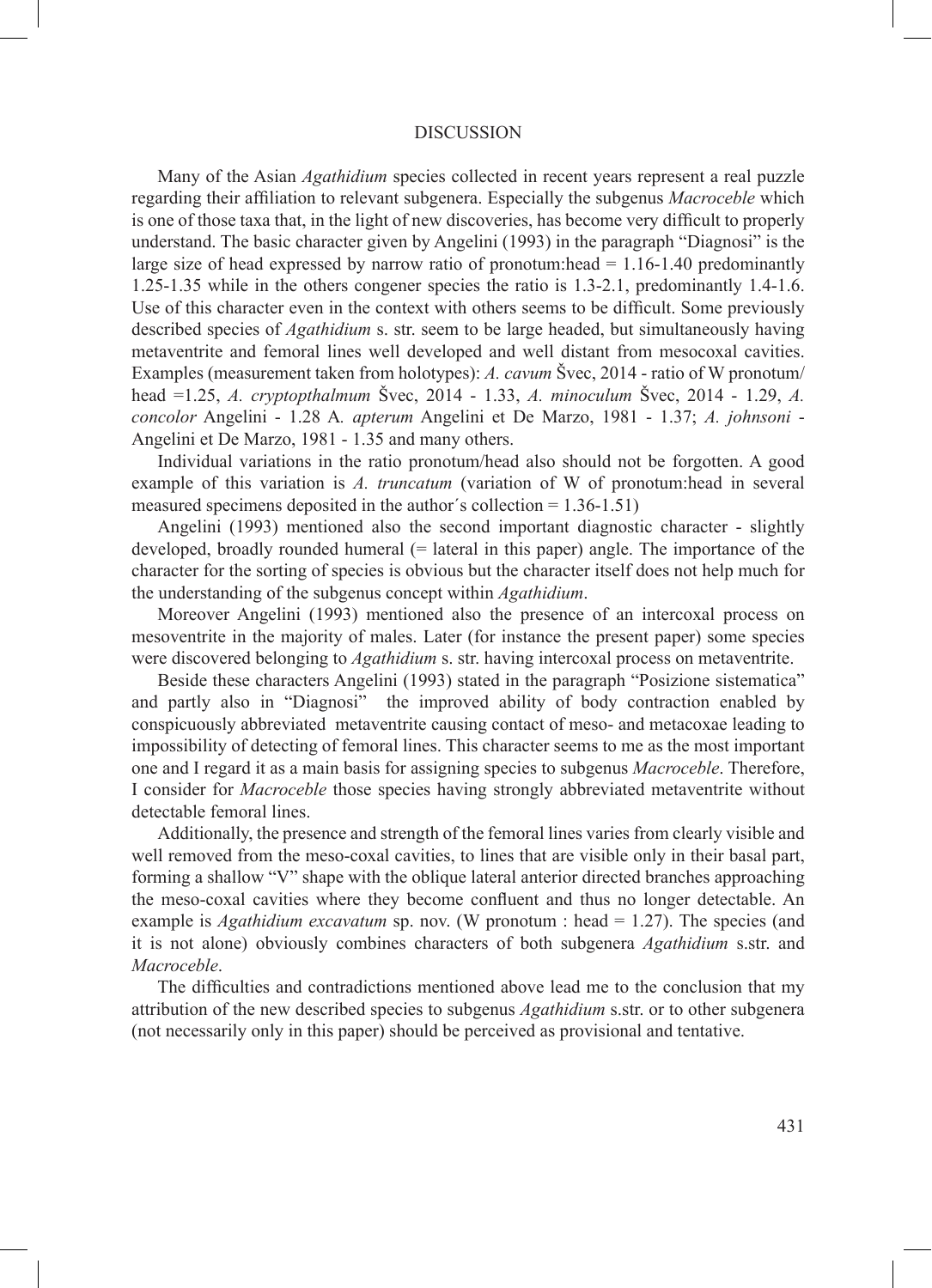## DISCUSSION

Many of the Asian *Agathidium* species collected in recent years represent a real puzzle regarding their affiliation to relevant subgenera. Especially the subgenus *Macroceble* which is one of those taxa that, in the light of new discoveries, has become very difficult to properly understand. The basic character given by Angelini (1993) in the paragraph "Diagnosi" is the large size of head expressed by narrow ratio of pronotum:head = 1.16-1.40 predominantly 1.25-1.35 while in the others congener species the ratio is 1.3-2.1, predominantly 1.4-1.6. Use of this character even in the context with others seems to be difficult. Some previously described species of *Agathidium* s. str. seem to be large headed, but simultaneously having metaventrite and femoral lines well developed and well distant from mesocoxal cavities. Examples (measurement taken from holotypes): *A. cavum* Švec, 2014 - ratio of W pronotum/head =1.25, *A. cryptopthalmum* Švec, 2014 - 1.33, *A. minoculum* Švec, 2014 - 1.29, *A. concolor* Angelini - 1.28 A. *apterum* Angelini et De Marzo, 1981 - 1.37; *A. johnsoni* - Angelini et De Marzo, 1981 - 1.35 and many others.

Individual variations in the ratio pronotum/head also should not be forgotten. A good example of this variation is *A. truncatum* (variation of W of pronotum:head in several measured specimens deposited in the author´s collection = 1.36-1.51)

Angelini (1993) mentioned also the second important diagnostic character - slightly developed, broadly rounded humeral (= lateral in this paper) angle. The importance of the character for the sorting of species is obvious but the character itself does not help much for the understanding of the subgenus concept within *Agathidium*.

Moreover Angelini (1993) mentioned also the presence of an intercoxal process on mesoventrite in the majority of males. Later (for instance the present paper) some species were discovered belonging to *Agathidium* s. str. having intercoxal process on metaventrite.

Beside these characters Angelini (1993) stated in the paragraph "Posizione sistematica" and partly also in "Diagnosi" the improved ability of body contraction enabled by conspicuously abbreviated metaventrite causing contact of meso- and metacoxae leading to impossibility of detecting of femoral lines. This character seems to me as the most important one and I regard it as a main basis for assigning species to subgenus *Macroceble*. Therefore, I consider for *Macroceble* those species having strongly abbreviated metaventrite without detectable femoral lines.

Additionally, the presence and strength of the femoral lines varies from clearly visible and well removed from the meso-coxal cavities, to lines that are visible only in their basal part, forming a shallow "V" shape with the oblique lateral anterior directed branches approaching the meso-coxal cavities where they become confluent and thus no longer detectable. An example is *Agathidium excavatum* sp. nov. (W pronotum : head = 1.27). The species (and it is not alone) obviously combines characters of both subgenera *Agathidium* s.str. and *Macroceble*.

The difficulties and contradictions mentioned above lead me to the conclusion that my attribution of the new described species to subgenus *Agathidium* s.str. or to other subgenera (not necessarily only in this paper) should be perceived as provisional and tentative.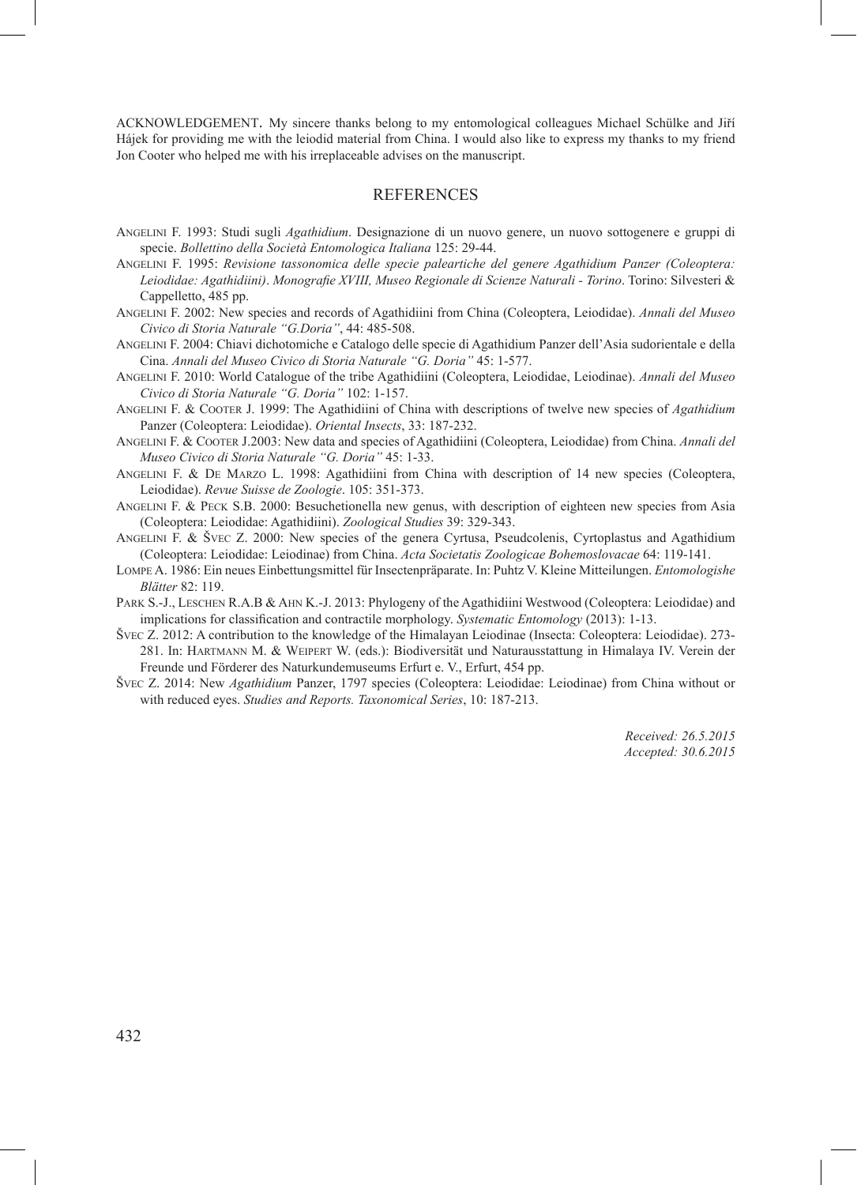ACKNOWLEDGEMENT. My sincere thanks belong to my entomological colleagues Michael Schülke and Jiří Hájek for providing me with the leiodid material from China. I would also like to express my thanks to my friend Jon Cooter who helped me with his irreplaceable advises on the manuscript.

## REFERENCES

Angelini F. 1993: Studi sugli *Agathidium*. Designazione di un nuovo genere, un nuovo sottogenere e gruppi di specie. *Bollettino della Società Entomologica Italiana* 125: 29-44.

Angelini F. 1995: *Revisione tassonomica delle specie paleartiche del genere Agathidium Panzer (Coleoptera: Leiodidae: Agathidiini)*. *Monografie XVIII, Museo Regionale di Scienze Naturali - Torino*. Torino: Silvesteri & Cappelletto, 485 pp.

Angelini F. 2002: New species and records of Agathidiini from China (Coleoptera, Leiodidae). *Annali del Museo Civico di Storia Naturale "G.Doria"*, 44: 485-508.

Angelini F. 2004: Chiavi dichotomiche e Catalogo delle specie di Agathidium Panzer dell'Asia sudorientale e della Cina. *Annali del Museo Civico di Storia Naturale "G. Doria"* 45: 1-577.

Angelini F. 2010: World Catalogue of the tribe Agathidiini (Coleoptera, Leiodidae, Leiodinae). *Annali del Museo Civico di Storia Naturale "G. Doria"* 102: 1-157.

Angelini F. & Cooter J. 1999: The Agathidiini of China with descriptions of twelve new species of *Agathidium* Panzer (Coleoptera: Leiodidae). *Oriental Insects*, 33: 187-232.

Angelini F. & Cooter J.2003: New data and species of Agathidiini (Coleoptera, Leiodidae) from China. *Annali del Museo Civico di Storia Naturale "G. Doria"* 45: 1-33.

Angelini F. & De Marzo L. 1998: Agathidiini from China with description of 14 new species (Coleoptera, Leiodidae). *Revue Suisse de Zoologie*. 105: 351-373.

Angelini F. & Peck S.B. 2000: Besuchetionella new genus, with description of eighteen new species from Asia (Coleoptera: Leiodidae: Agathidiini). *Zoological Studies* 39: 329-343.

Angelini F. & Švec Z. 2000: New species of the genera Cyrtusa, Pseudcolenis, Cyrtoplastus and Agathidium (Coleoptera: Leiodidae: Leiodinae) from China. *Acta Societatis Zoologicae Bohemoslovacae* 64: 119-141.

Lompe A. 1986: Ein neues Einbettungsmittel für Insectenpräparate. In: Puhtz V. Kleine Mitteilungen. *Entomologishe Blätter* 82: 119.

Park S.-J., Leschen R.A.B & Ahn K.-J. 2013: Phylogeny of the Agathidiini Westwood (Coleoptera: Leiodidae) and implications for classification and contractile morphology. *Systematic Entomology* (2013): 1-13.

Švec Z. 2012: A contribution to the knowledge of the Himalayan Leiodinae (Insecta: Coleoptera: Leiodidae). 273-281. In: Hartmann M. & Weipert W. (eds.): Biodiversität und Naturausstattung in Himalaya IV. Verein der Freunde und Förderer des Naturkundemuseums Erfurt e. V., Erfurt, 454 pp.

Švec Z. 2014: New *Agathidium* Panzer, 1797 species (Coleoptera: Leiodidae: Leiodinae) from China without or with reduced eyes. *Studies and Reports. Taxonomical Series*, 10: 187-213.

*Received: 26.5.2015*
*Accepted: 30.6.2015*